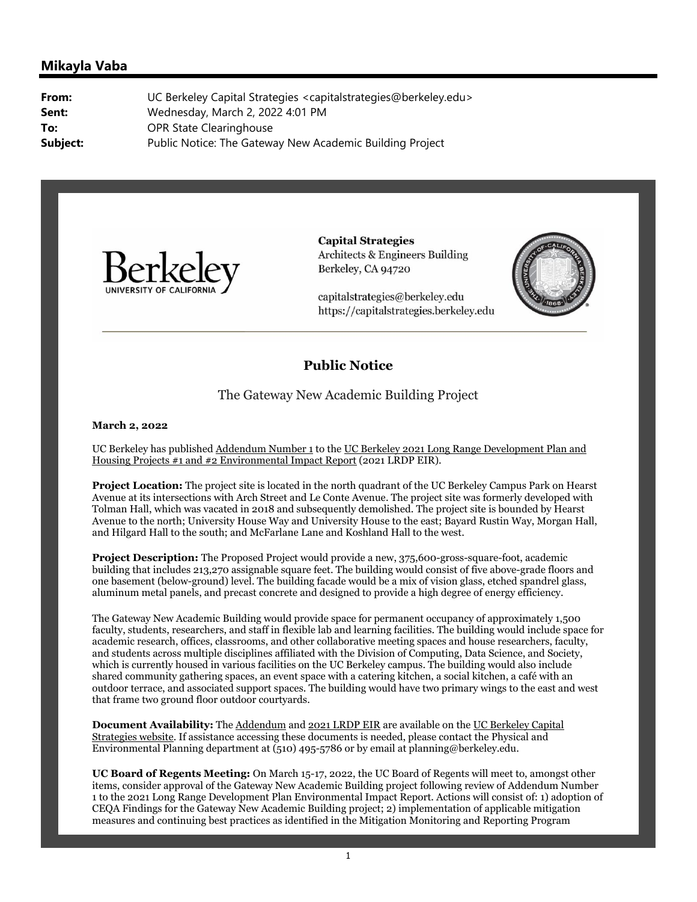## Mikayla Vaba

**From:** UC Berkeley Capital Strategies <capitalstrategies@berkeley.edu>
**Sent:** Wednesday, March 2, 2022 4:01 PM
**To:** OPR State Clearinghouse
**Subject:** Public Notice: The Gateway New Academic Building Project

Berkeley
UNIVERSITY OF CALIFORNIA

**Capital Strategies**
Architects & Engineers Building
Berkeley, CA 94720

capitalstrategies@berkeley.edu
https://capitalstrategies.berkeley.edu

# Public Notice

## The Gateway New Academic Building Project

**March 2, 2022**

UC Berkeley has published Addendum Number 1 to the UC Berkeley 2021 Long Range Development Plan and Housing Projects #1 and #2 Environmental Impact Report (2021 LRDP EIR).

**Project Location:** The project site is located in the north quadrant of the UC Berkeley Campus Park on Hearst Avenue at its intersections with Arch Street and Le Conte Avenue. The project site was formerly developed with Tolman Hall, which was vacated in 2018 and subsequently demolished. The project site is bounded by Hearst Avenue to the north; University House Way and University House to the east; Bayard Rustin Way, Morgan Hall, and Hilgard Hall to the south; and McFarlane Lane and Koshland Hall to the west.

**Project Description:** The Proposed Project would provide a new, 375,600-gross-square-foot, academic building that includes 213,270 assignable square feet. The building would consist of five above-grade floors and one basement (below-ground) level. The building facade would be a mix of vision glass, etched spandrel glass, aluminum metal panels, and precast concrete and designed to provide a high degree of energy efficiency.

The Gateway New Academic Building would provide space for permanent occupancy of approximately 1,500 faculty, students, researchers, and staff in flexible lab and learning facilities. The building would include space for academic research, offices, classrooms, and other collaborative meeting spaces and house researchers, faculty, and students across multiple disciplines affiliated with the Division of Computing, Data Science, and Society, which is currently housed in various facilities on the UC Berkeley campus. The building would also include shared community gathering spaces, an event space with a catering kitchen, a social kitchen, a café with an outdoor terrace, and associated support spaces. The building would have two primary wings to the east and west that frame two ground floor outdoor courtyards.

**Document Availability:** The Addendum and 2021 LRDP EIR are available on the UC Berkeley Capital Strategies website. If assistance accessing these documents is needed, please contact the Physical and Environmental Planning department at (510) 495-5786 or by email at planning@berkeley.edu.

**UC Board of Regents Meeting:** On March 15-17, 2022, the UC Board of Regents will meet to, amongst other items, consider approval of the Gateway New Academic Building project following review of Addendum Number 1 to the 2021 Long Range Development Plan Environmental Impact Report. Actions will consist of: 1) adoption of CEQA Findings for the Gateway New Academic Building project; 2) implementation of applicable mitigation measures and continuing best practices as identified in the Mitigation Monitoring and Reporting Program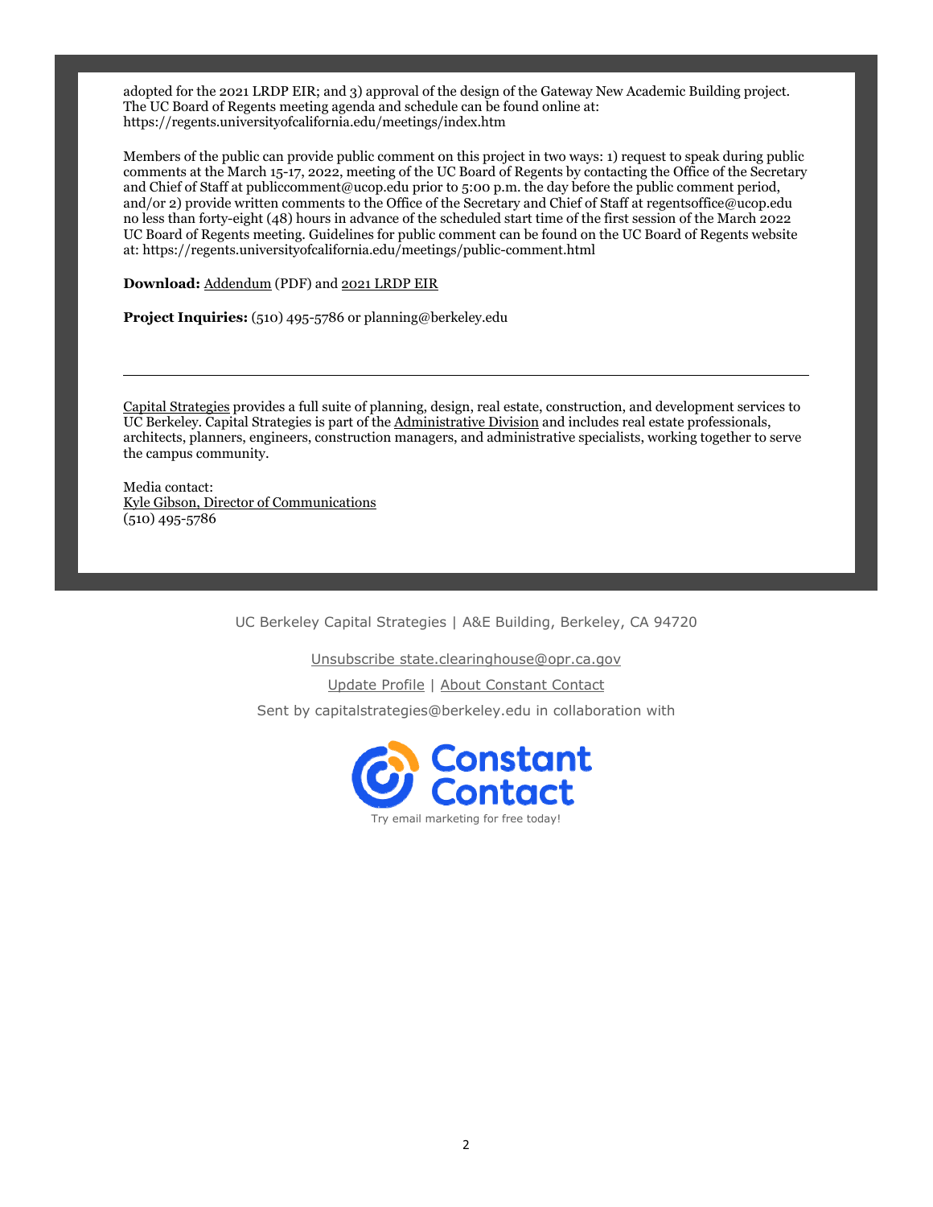adopted for the 2021 LRDP EIR; and 3) approval of the design of the Gateway New Academic Building project. The UC Board of Regents meeting agenda and schedule can be found online at: https://regents.universityofcalifornia.edu/meetings/index.htm

Members of the public can provide public comment on this project in two ways: 1) request to speak during public comments at the March 15-17, 2022, meeting of the UC Board of Regents by contacting the Office of the Secretary and Chief of Staff at publiccomment@ucop.edu prior to 5:00 p.m. the day before the public comment period, and/or 2) provide written comments to the Office of the Secretary and Chief of Staff at regentsoffice@ucop.edu no less than forty-eight (48) hours in advance of the scheduled start time of the first session of the March 2022 UC Board of Regents meeting. Guidelines for public comment can be found on the UC Board of Regents website at: https://regents.universityofcalifornia.edu/meetings/public-comment.html

**Download:** Addendum (PDF) and 2021 LRDP EIR

**Project Inquiries:** (510) 495-5786 or planning@berkeley.edu

---

Capital Strategies provides a full suite of planning, design, real estate, construction, and development services to UC Berkeley. Capital Strategies is part of the Administrative Division and includes real estate professionals, architects, planners, engineers, construction managers, and administrative specialists, working together to serve the campus community.

Media contact:
Kyle Gibson, Director of Communications
(510) 495-5786

UC Berkeley Capital Strategies | A&E Building, Berkeley, CA 94720

Unsubscribe state.clearinghouse@opr.ca.gov

Update Profile | About Constant Contact

Sent by capitalstrategies@berkeley.edu in collaboration with

Constant Contact

Try email marketing for free today!